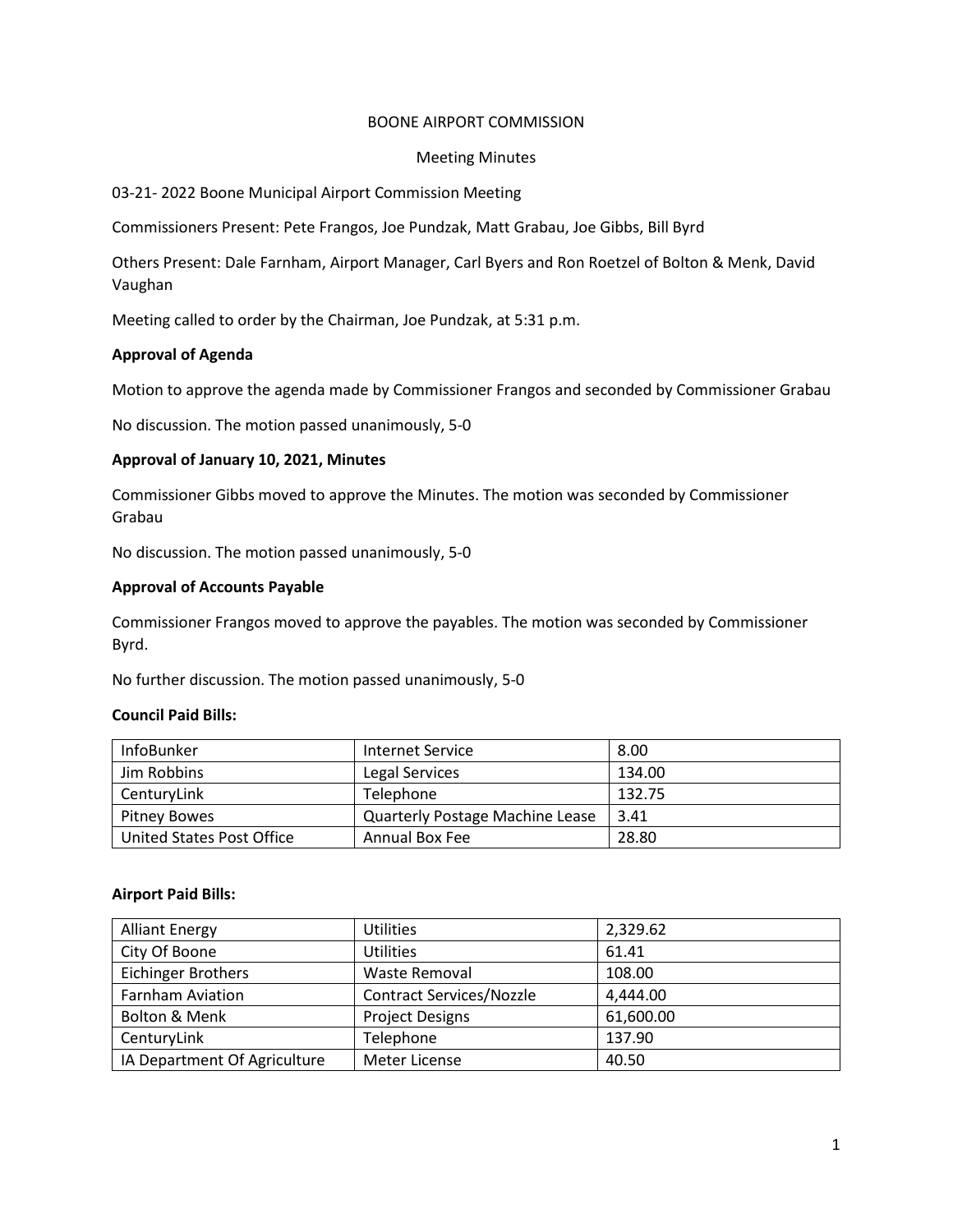BOONE AIRPORT COMMISSION

Meeting Minutes

03-21- 2022 Boone Municipal Airport Commission Meeting

Commissioners Present: Pete Frangos, Joe Pundzak, Matt Grabau, Joe Gibbs, Bill Byrd

Others Present: Dale Farnham, Airport Manager, Carl Byers and Ron Roetzel of Bolton & Menk, David Vaughan

Meeting called to order by the Chairman, Joe Pundzak, at 5:31 p.m.

**Approval of Agenda**

Motion to approve the agenda made by Commissioner Frangos and seconded by Commissioner Grabau

No discussion. The motion passed unanimously, 5-0

**Approval of January 10, 2021, Minutes**

Commissioner Gibbs moved to approve the Minutes. The motion was seconded by Commissioner Grabau

No discussion. The motion passed unanimously, 5-0

**Approval of Accounts Payable**

Commissioner Frangos moved to approve the payables. The motion was seconded by Commissioner Byrd.

No further discussion. The motion passed unanimously, 5-0

**Council Paid Bills:**

| InfoBunker | Internet Service | 8.00 |
|---|---|---|
| Jim Robbins | Legal Services | 134.00 |
| CenturyLink | Telephone | 132.75 |
| Pitney Bowes | Quarterly Postage Machine Lease | 3.41 |
| United States Post Office | Annual Box Fee | 28.80 |

**Airport Paid Bills:**

| Alliant Energy | Utilities | 2,329.62 |
|---|---|---|
| City Of Boone | Utilities | 61.41 |
| Eichinger Brothers | Waste Removal | 108.00 |
| Farnham Aviation | Contract Services/Nozzle | 4,444.00 |
| Bolton & Menk | Project Designs | 61,600.00 |
| CenturyLink | Telephone | 137.90 |
| IA Department Of Agriculture | Meter License | 40.50 |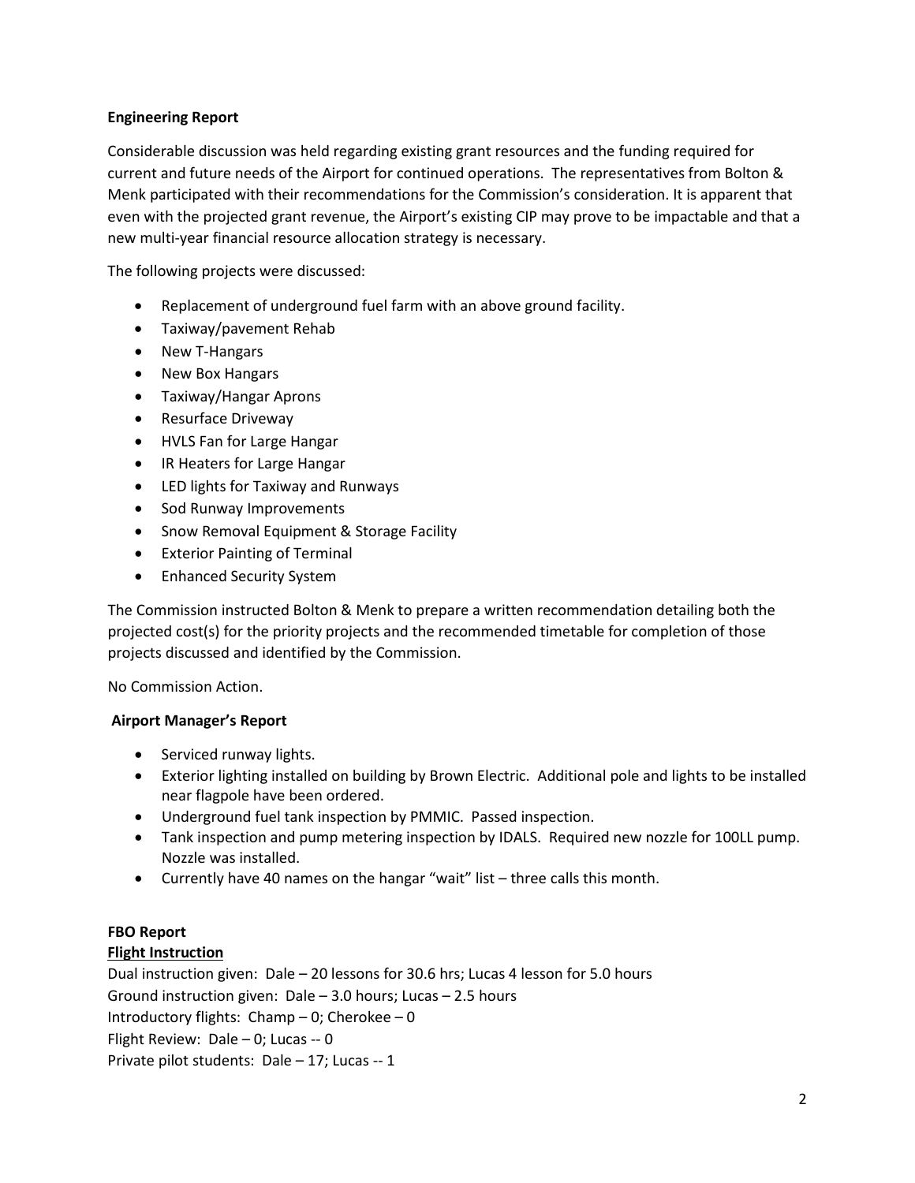**Engineering Report**

Considerable discussion was held regarding existing grant resources and the funding required for current and future needs of the Airport for continued operations. The representatives from Bolton & Menk participated with their recommendations for the Commission's consideration. It is apparent that even with the projected grant revenue, the Airport's existing CIP may prove to be impactable and that a new multi-year financial resource allocation strategy is necessary.

The following projects were discussed:

- Replacement of underground fuel farm with an above ground facility.
- Taxiway/pavement Rehab
- New T-Hangars
- New Box Hangars
- Taxiway/Hangar Aprons
- Resurface Driveway
- HVLS Fan for Large Hangar
- IR Heaters for Large Hangar
- LED lights for Taxiway and Runways
- Sod Runway Improvements
- Snow Removal Equipment & Storage Facility
- Exterior Painting of Terminal
- Enhanced Security System

The Commission instructed Bolton & Menk to prepare a written recommendation detailing both the projected cost(s) for the priority projects and the recommended timetable for completion of those projects discussed and identified by the Commission.

No Commission Action.

**Airport Manager's Report**

- Serviced runway lights.
- Exterior lighting installed on building by Brown Electric. Additional pole and lights to be installed near flagpole have been ordered.
- Underground fuel tank inspection by PMMIC. Passed inspection.
- Tank inspection and pump metering inspection by IDALS. Required new nozzle for 100LL pump. Nozzle was installed.
- Currently have 40 names on the hangar "wait" list – three calls this month.

**FBO Report**

**Flight Instruction**

Dual instruction given: Dale – 20 lessons for 30.6 hrs; Lucas 4 lesson for 5.0 hours
Ground instruction given: Dale – 3.0 hours; Lucas – 2.5 hours
Introductory flights: Champ – 0; Cherokee – 0
Flight Review: Dale – 0; Lucas -- 0
Private pilot students: Dale – 17; Lucas -- 1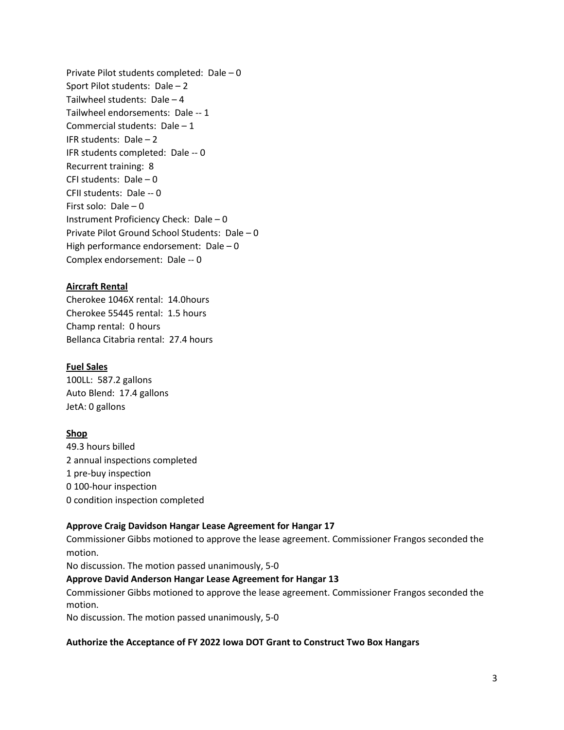Private Pilot students completed: Dale – 0
Sport Pilot students: Dale – 2
Tailwheel students: Dale – 4
Tailwheel endorsements: Dale -- 1
Commercial students: Dale – 1
IFR students: Dale – 2
IFR students completed: Dale -- 0
Recurrent training: 8
CFI students: Dale – 0
CFII students: Dale -- 0
First solo: Dale – 0
Instrument Proficiency Check: Dale – 0
Private Pilot Ground School Students: Dale – 0
High performance endorsement: Dale – 0
Complex endorsement: Dale -- 0

**Aircraft Rental**

Cherokee 1046X rental: 14.0hours
Cherokee 55445 rental: 1.5 hours
Champ rental: 0 hours
Bellanca Citabria rental: 27.4 hours

**Fuel Sales**

100LL: 587.2 gallons
Auto Blend: 17.4 gallons
JetA: 0 gallons

**Shop**

49.3 hours billed
2 annual inspections completed
1 pre-buy inspection
0 100-hour inspection
0 condition inspection completed

**Approve Craig Davidson Hangar Lease Agreement for Hangar 17**

Commissioner Gibbs motioned to approve the lease agreement. Commissioner Frangos seconded the motion.
No discussion. The motion passed unanimously, 5-0

**Approve David Anderson Hangar Lease Agreement for Hangar 13**

Commissioner Gibbs motioned to approve the lease agreement. Commissioner Frangos seconded the motion.
No discussion. The motion passed unanimously, 5-0

**Authorize the Acceptance of FY 2022 Iowa DOT Grant to Construct Two Box Hangars**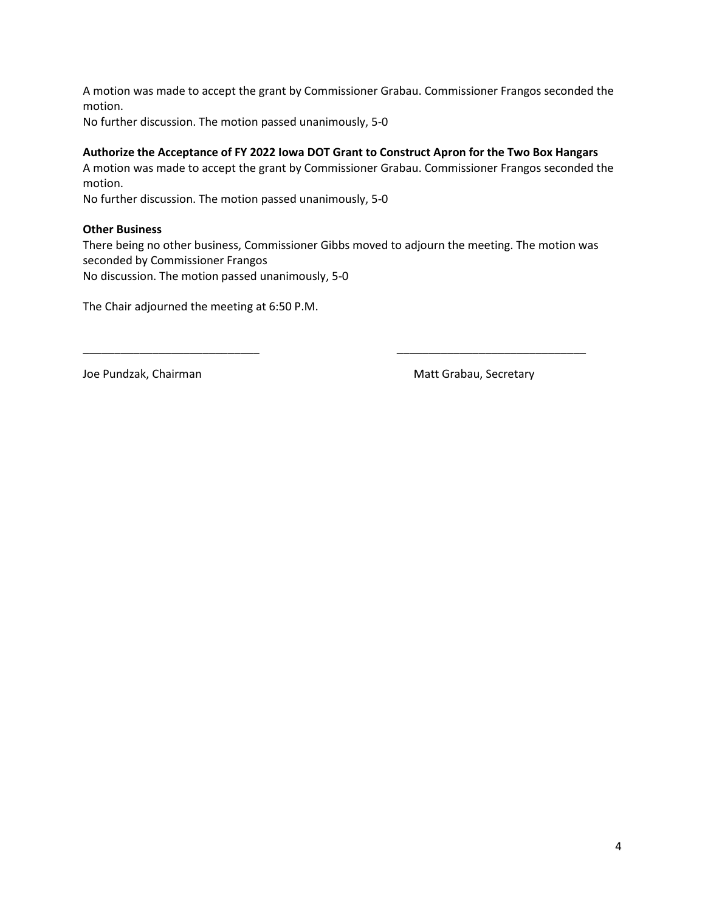A motion was made to accept the grant by Commissioner Grabau. Commissioner Frangos seconded the motion.
No further discussion. The motion passed unanimously, 5-0

**Authorize the Acceptance of FY 2022 Iowa DOT Grant to Construct Apron for the Two Box Hangars**
A motion was made to accept the grant by Commissioner Grabau. Commissioner Frangos seconded the motion.
No further discussion. The motion passed unanimously, 5-0

**Other Business**
There being no other business, Commissioner Gibbs moved to adjourn the meeting. The motion was seconded by Commissioner Frangos
No discussion. The motion passed unanimously, 5-0

The Chair adjourned the meeting at 6:50 P.M.

____________________________ ______________________________

Joe Pundzak, Chairman Matt Grabau, Secretary